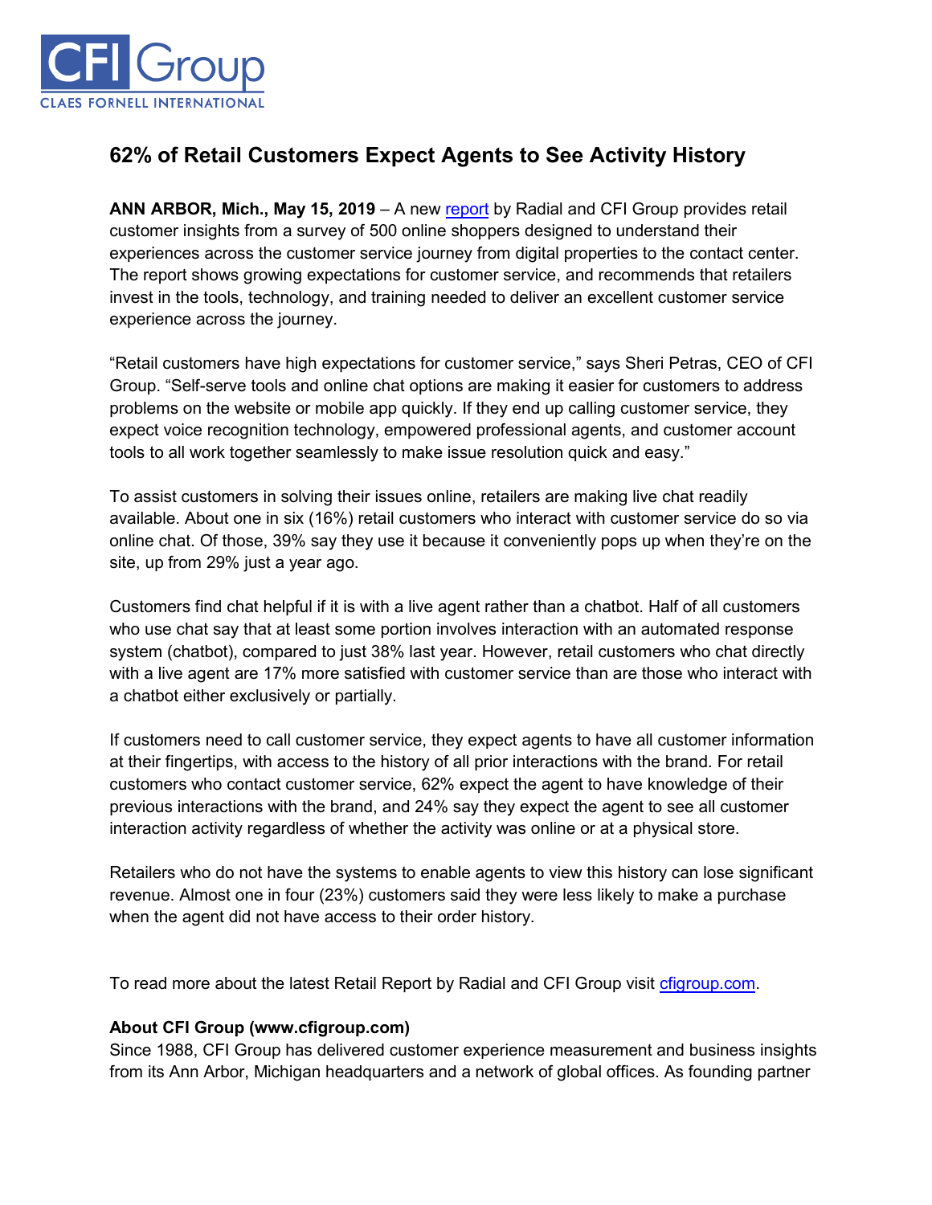# 62% of Retail Customers Expect Agents to See Activity History

**ANN ARBOR, Mich., May 15, 2019** – A new report by Radial and CFI Group provides retail customer insights from a survey of 500 online shoppers designed to understand their experiences across the customer service journey from digital properties to the contact center. The report shows growing expectations for customer service, and recommends that retailers invest in the tools, technology, and training needed to deliver an excellent customer service experience across the journey.

"Retail customers have high expectations for customer service," says Sheri Petras, CEO of CFI Group. "Self-serve tools and online chat options are making it easier for customers to address problems on the website or mobile app quickly. If they end up calling customer service, they expect voice recognition technology, empowered professional agents, and customer account tools to all work together seamlessly to make issue resolution quick and easy."

To assist customers in solving their issues online, retailers are making live chat readily available. About one in six (16%) retail customers who interact with customer service do so via online chat. Of those, 39% say they use it because it conveniently pops up when they're on the site, up from 29% just a year ago.

Customers find chat helpful if it is with a live agent rather than a chatbot. Half of all customers who use chat say that at least some portion involves interaction with an automated response system (chatbot), compared to just 38% last year. However, retail customers who chat directly with a live agent are 17% more satisfied with customer service than are those who interact with a chatbot either exclusively or partially.

If customers need to call customer service, they expect agents to have all customer information at their fingertips, with access to the history of all prior interactions with the brand. For retail customers who contact customer service, 62% expect the agent to have knowledge of their previous interactions with the brand, and 24% say they expect the agent to see all customer interaction activity regardless of whether the activity was online or at a physical store.

Retailers who do not have the systems to enable agents to view this history can lose significant revenue. Almost one in four (23%) customers said they were less likely to make a purchase when the agent did not have access to their order history.

To read more about the latest Retail Report by Radial and CFI Group visit cfigroup.com.

**About CFI Group (www.cfigroup.com)**
Since 1988, CFI Group has delivered customer experience measurement and business insights from its Ann Arbor, Michigan headquarters and a network of global offices. As founding partner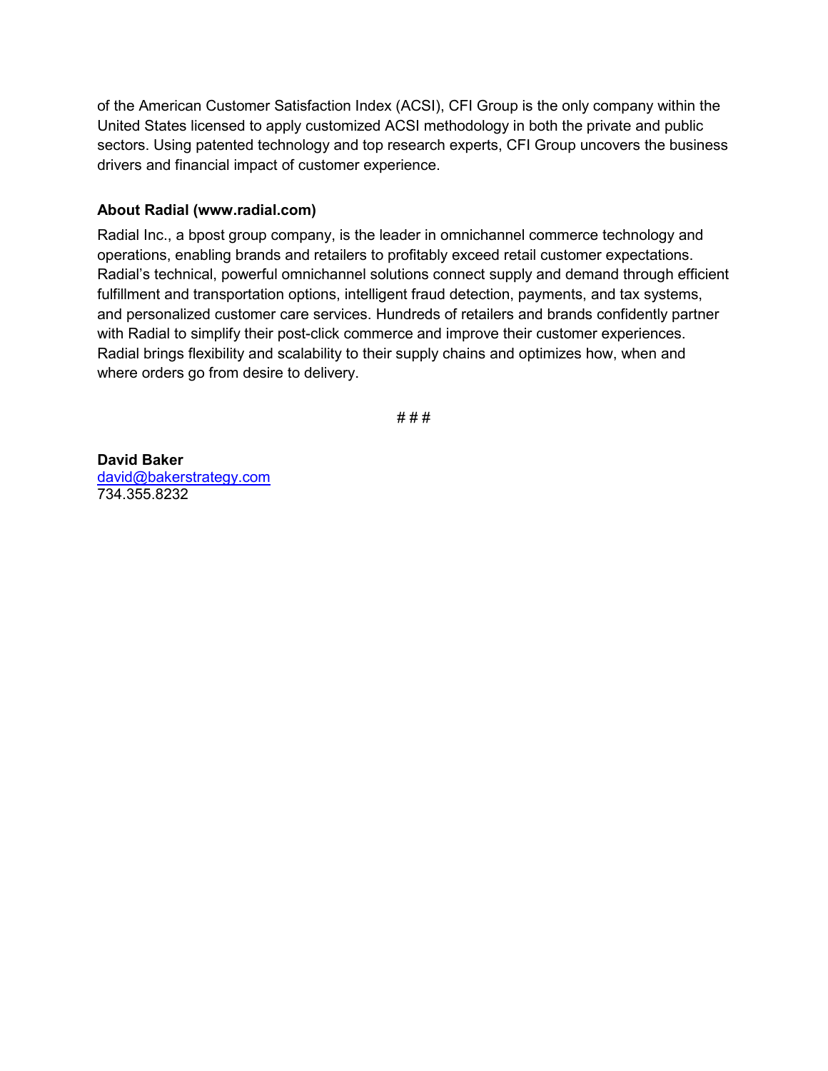of the American Customer Satisfaction Index (ACSI), CFI Group is the only company within the United States licensed to apply customized ACSI methodology in both the private and public sectors. Using patented technology and top research experts, CFI Group uncovers the business drivers and financial impact of customer experience.

**About Radial (www.radial.com)**

Radial Inc., a bpost group company, is the leader in omnichannel commerce technology and operations, enabling brands and retailers to profitably exceed retail customer expectations. Radial's technical, powerful omnichannel solutions connect supply and demand through efficient fulfillment and transportation options, intelligent fraud detection, payments, and tax systems, and personalized customer care services. Hundreds of retailers and brands confidently partner with Radial to simplify their post-click commerce and improve their customer experiences. Radial brings flexibility and scalability to their supply chains and optimizes how, when and where orders go from desire to delivery.

# # #

**David Baker**
david@bakerstrategy.com
734.355.8232